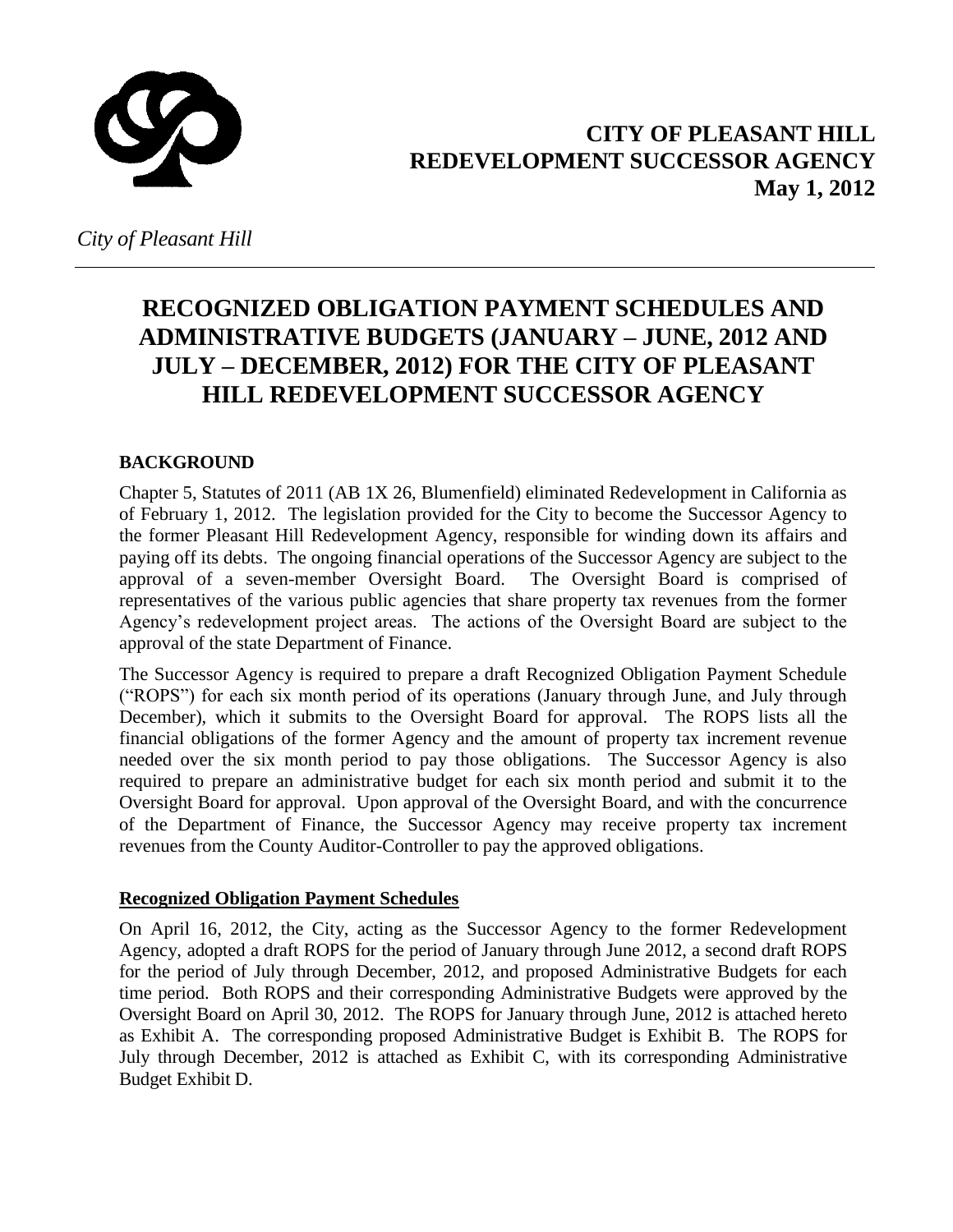**CITY OF PLEASANT HILL**
**REDEVELOPMENT SUCCESSOR AGENCY**
**May 1, 2012**

*City of Pleasant Hill*

---

# RECOGNIZED OBLIGATION PAYMENT SCHEDULES AND ADMINISTRATIVE BUDGETS (JANUARY – JUNE, 2012 AND JULY – DECEMBER, 2012) FOR THE CITY OF PLEASANT HILL REDEVELOPMENT SUCCESSOR AGENCY

## BACKGROUND

Chapter 5, Statutes of 2011 (AB 1X 26, Blumenfield) eliminated Redevelopment in California as of February 1, 2012. The legislation provided for the City to become the Successor Agency to the former Pleasant Hill Redevelopment Agency, responsible for winding down its affairs and paying off its debts. The ongoing financial operations of the Successor Agency are subject to the approval of a seven-member Oversight Board. The Oversight Board is comprised of representatives of the various public agencies that share property tax revenues from the former Agency's redevelopment project areas. The actions of the Oversight Board are subject to the approval of the state Department of Finance.

The Successor Agency is required to prepare a draft Recognized Obligation Payment Schedule ("ROPS") for each six month period of its operations (January through June, and July through December), which it submits to the Oversight Board for approval. The ROPS lists all the financial obligations of the former Agency and the amount of property tax increment revenue needed over the six month period to pay those obligations. The Successor Agency is also required to prepare an administrative budget for each six month period and submit it to the Oversight Board for approval. Upon approval of the Oversight Board, and with the concurrence of the Department of Finance, the Successor Agency may receive property tax increment revenues from the County Auditor-Controller to pay the approved obligations.

### Recognized Obligation Payment Schedules

On April 16, 2012, the City, acting as the Successor Agency to the former Redevelopment Agency, adopted a draft ROPS for the period of January through June 2012, a second draft ROPS for the period of July through December, 2012, and proposed Administrative Budgets for each time period. Both ROPS and their corresponding Administrative Budgets were approved by the Oversight Board on April 30, 2012. The ROPS for January through June, 2012 is attached hereto as Exhibit A. The corresponding proposed Administrative Budget is Exhibit B. The ROPS for July through December, 2012 is attached as Exhibit C, with its corresponding Administrative Budget Exhibit D.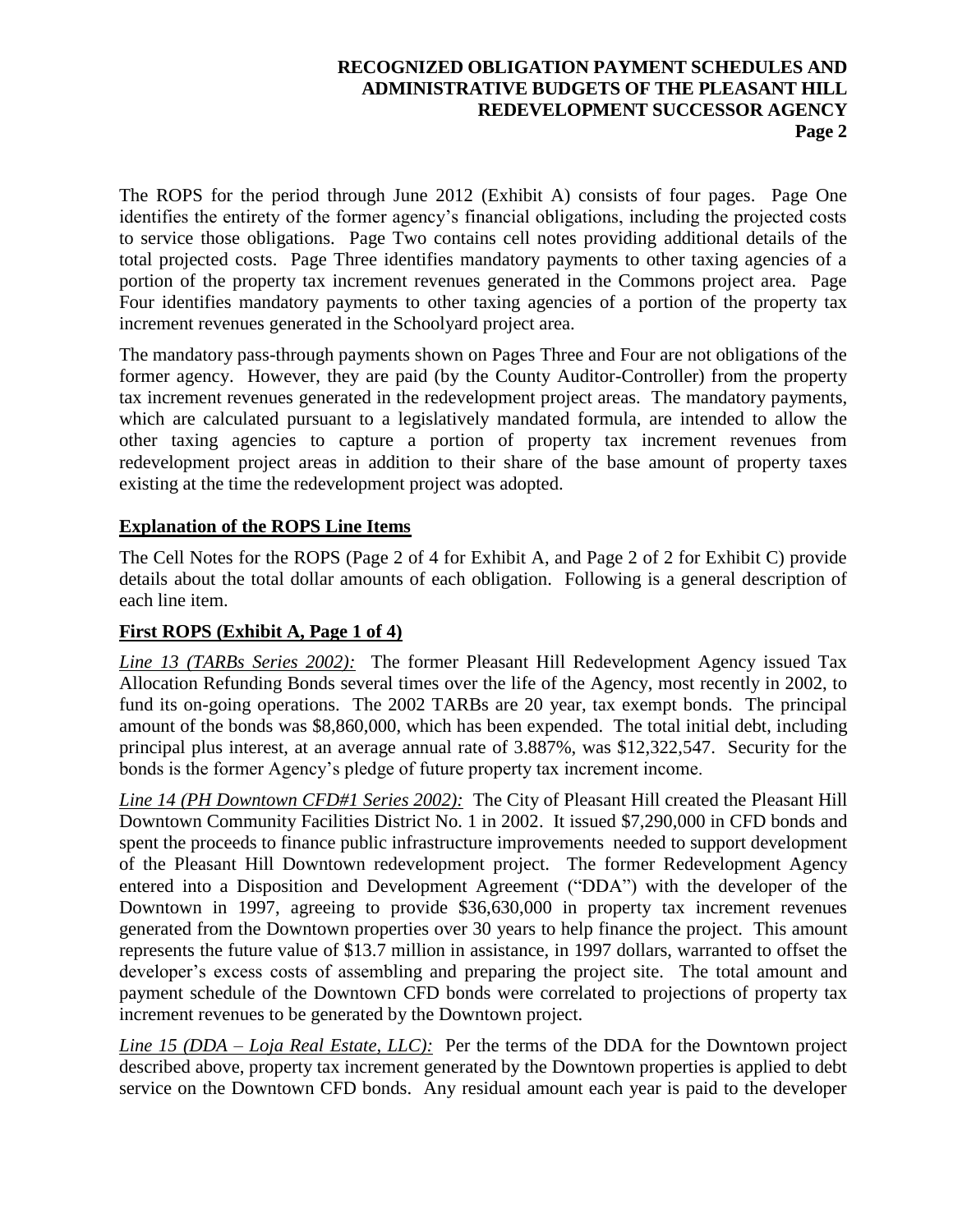The ROPS for the period through June 2012 (Exhibit A) consists of four pages. Page One identifies the entirety of the former agency's financial obligations, including the projected costs to service those obligations. Page Two contains cell notes providing additional details of the total projected costs. Page Three identifies mandatory payments to other taxing agencies of a portion of the property tax increment revenues generated in the Commons project area. Page Four identifies mandatory payments to other taxing agencies of a portion of the property tax increment revenues generated in the Schoolyard project area.

The mandatory pass-through payments shown on Pages Three and Four are not obligations of the former agency. However, they are paid (by the County Auditor-Controller) from the property tax increment revenues generated in the redevelopment project areas. The mandatory payments, which are calculated pursuant to a legislatively mandated formula, are intended to allow the other taxing agencies to capture a portion of property tax increment revenues from redevelopment project areas in addition to their share of the base amount of property taxes existing at the time the redevelopment project was adopted.

## Explanation of the ROPS Line Items

The Cell Notes for the ROPS (Page 2 of 4 for Exhibit A, and Page 2 of 2 for Exhibit C) provide details about the total dollar amounts of each obligation. Following is a general description of each line item.

## First ROPS (Exhibit A, Page 1 of 4)

*Line 13 (TARBs Series 2002):* The former Pleasant Hill Redevelopment Agency issued Tax Allocation Refunding Bonds several times over the life of the Agency, most recently in 2002, to fund its on-going operations. The 2002 TARBs are 20 year, tax exempt bonds. The principal amount of the bonds was $8,860,000, which has been expended. The total initial debt, including principal plus interest, at an average annual rate of 3.887%, was $12,322,547. Security for the bonds is the former Agency's pledge of future property tax increment income.

*Line 14 (PH Downtown CFD#1 Series 2002):* The City of Pleasant Hill created the Pleasant Hill Downtown Community Facilities District No. 1 in 2002. It issued $7,290,000 in CFD bonds and spent the proceeds to finance public infrastructure improvements needed to support development of the Pleasant Hill Downtown redevelopment project. The former Redevelopment Agency entered into a Disposition and Development Agreement ("DDA") with the developer of the Downtown in 1997, agreeing to provide $36,630,000 in property tax increment revenues generated from the Downtown properties over 30 years to help finance the project. This amount represents the future value of $13.7 million in assistance, in 1997 dollars, warranted to offset the developer's excess costs of assembling and preparing the project site. The total amount and payment schedule of the Downtown CFD bonds were correlated to projections of property tax increment revenues to be generated by the Downtown project.

*Line 15 (DDA – Loja Real Estate, LLC):* Per the terms of the DDA for the Downtown project described above, property tax increment generated by the Downtown properties is applied to debt service on the Downtown CFD bonds. Any residual amount each year is paid to the developer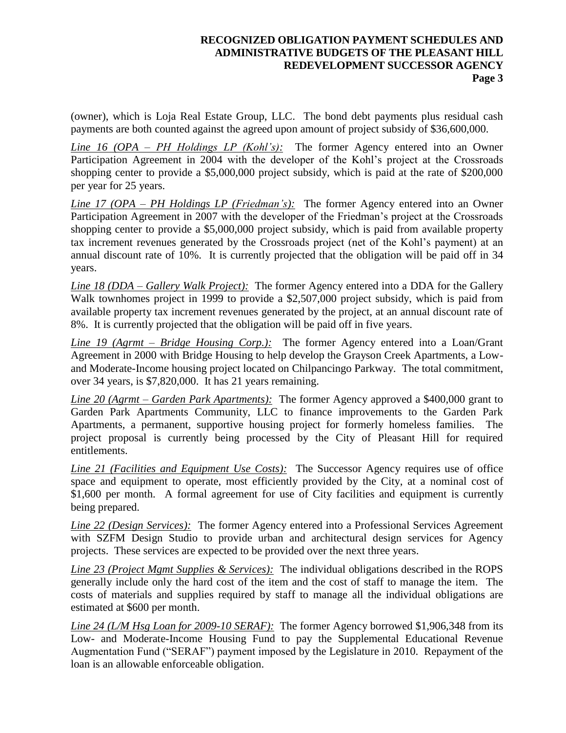(owner), which is Loja Real Estate Group, LLC. The bond debt payments plus residual cash payments are both counted against the agreed upon amount of project subsidy of $36,600,000.

*Line 16 (OPA – PH Holdings LP (Kohl's):* The former Agency entered into an Owner Participation Agreement in 2004 with the developer of the Kohl's project at the Crossroads shopping center to provide a $5,000,000 project subsidy, which is paid at the rate of $200,000 per year for 25 years.

*Line 17 (OPA – PH Holdings LP (Friedman's):* The former Agency entered into an Owner Participation Agreement in 2007 with the developer of the Friedman's project at the Crossroads shopping center to provide a $5,000,000 project subsidy, which is paid from available property tax increment revenues generated by the Crossroads project (net of the Kohl's payment) at an annual discount rate of 10%. It is currently projected that the obligation will be paid off in 34 years.

*Line 18 (DDA – Gallery Walk Project):* The former Agency entered into a DDA for the Gallery Walk townhomes project in 1999 to provide a $2,507,000 project subsidy, which is paid from available property tax increment revenues generated by the project, at an annual discount rate of 8%. It is currently projected that the obligation will be paid off in five years.

*Line 19 (Agrmt – Bridge Housing Corp.):* The former Agency entered into a Loan/Grant Agreement in 2000 with Bridge Housing to help develop the Grayson Creek Apartments, a Low- and Moderate-Income housing project located on Chilpancingo Parkway. The total commitment, over 34 years, is $7,820,000. It has 21 years remaining.

*Line 20 (Agrmt – Garden Park Apartments):* The former Agency approved a $400,000 grant to Garden Park Apartments Community, LLC to finance improvements to the Garden Park Apartments, a permanent, supportive housing project for formerly homeless families. The project proposal is currently being processed by the City of Pleasant Hill for required entitlements.

*Line 21 (Facilities and Equipment Use Costs):* The Successor Agency requires use of office space and equipment to operate, most efficiently provided by the City, at a nominal cost of $1,600 per month. A formal agreement for use of City facilities and equipment is currently being prepared.

*Line 22 (Design Services):* The former Agency entered into a Professional Services Agreement with SZFM Design Studio to provide urban and architectural design services for Agency projects. These services are expected to be provided over the next three years.

*Line 23 (Project Mgmt Supplies & Services):* The individual obligations described in the ROPS generally include only the hard cost of the item and the cost of staff to manage the item. The costs of materials and supplies required by staff to manage all the individual obligations are estimated at $600 per month.

*Line 24 (L/M Hsg Loan for 2009-10 SERAF):* The former Agency borrowed $1,906,348 from its Low- and Moderate-Income Housing Fund to pay the Supplemental Educational Revenue Augmentation Fund ("SERAF") payment imposed by the Legislature in 2010. Repayment of the loan is an allowable enforceable obligation.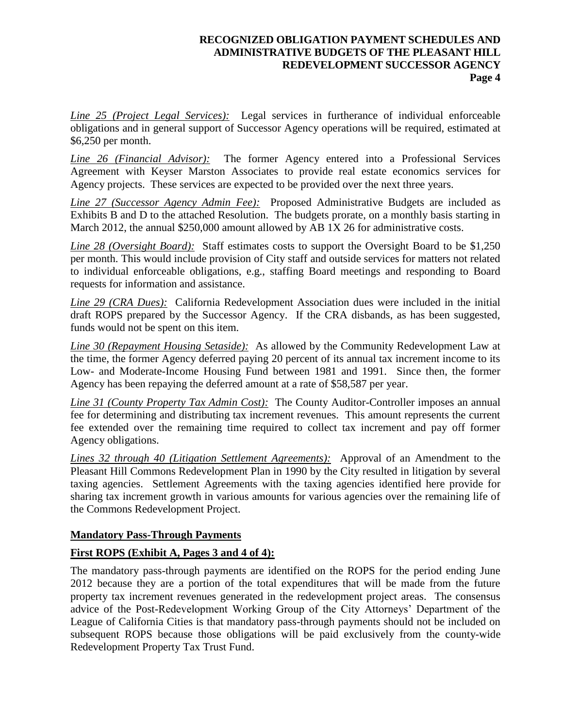*Line 25 (Project Legal Services):* Legal services in furtherance of individual enforceable obligations and in general support of Successor Agency operations will be required, estimated at $6,250 per month.

*Line 26 (Financial Advisor):* The former Agency entered into a Professional Services Agreement with Keyser Marston Associates to provide real estate economics services for Agency projects. These services are expected to be provided over the next three years.

*Line 27 (Successor Agency Admin Fee):* Proposed Administrative Budgets are included as Exhibits B and D to the attached Resolution. The budgets prorate, on a monthly basis starting in March 2012, the annual $250,000 amount allowed by AB 1X 26 for administrative costs.

*Line 28 (Oversight Board):* Staff estimates costs to support the Oversight Board to be $1,250 per month. This would include provision of City staff and outside services for matters not related to individual enforceable obligations, e.g., staffing Board meetings and responding to Board requests for information and assistance.

*Line 29 (CRA Dues):* California Redevelopment Association dues were included in the initial draft ROPS prepared by the Successor Agency. If the CRA disbands, as has been suggested, funds would not be spent on this item.

*Line 30 (Repayment Housing Setaside):* As allowed by the Community Redevelopment Law at the time, the former Agency deferred paying 20 percent of its annual tax increment income to its Low- and Moderate-Income Housing Fund between 1981 and 1991. Since then, the former Agency has been repaying the deferred amount at a rate of $58,587 per year.

*Line 31 (County Property Tax Admin Cost):* The County Auditor-Controller imposes an annual fee for determining and distributing tax increment revenues. This amount represents the current fee extended over the remaining time required to collect tax increment and pay off former Agency obligations.

*Lines 32 through 40 (Litigation Settlement Agreements):* Approval of an Amendment to the Pleasant Hill Commons Redevelopment Plan in 1990 by the City resulted in litigation by several taxing agencies. Settlement Agreements with the taxing agencies identified here provide for sharing tax increment growth in various amounts for various agencies over the remaining life of the Commons Redevelopment Project.

**Mandatory Pass-Through Payments**

**First ROPS (Exhibit A, Pages 3 and 4 of 4):**

The mandatory pass-through payments are identified on the ROPS for the period ending June 2012 because they are a portion of the total expenditures that will be made from the future property tax increment revenues generated in the redevelopment project areas. The consensus advice of the Post-Redevelopment Working Group of the City Attorneys' Department of the League of California Cities is that mandatory pass-through payments should not be included on subsequent ROPS because those obligations will be paid exclusively from the county-wide Redevelopment Property Tax Trust Fund.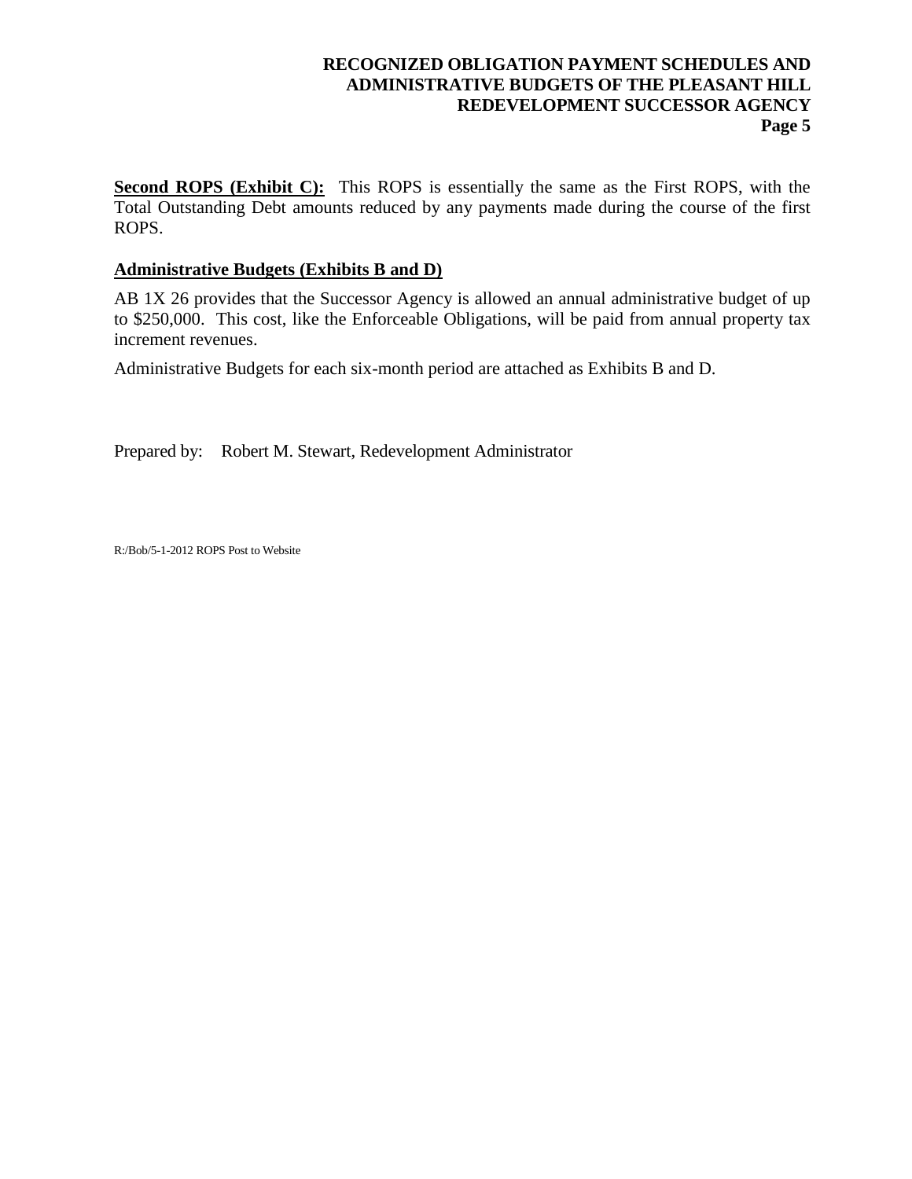**Second ROPS (Exhibit C):** This ROPS is essentially the same as the First ROPS, with the Total Outstanding Debt amounts reduced by any payments made during the course of the first ROPS.

**Administrative Budgets (Exhibits B and D)**

AB 1X 26 provides that the Successor Agency is allowed an annual administrative budget of up to $250,000. This cost, like the Enforceable Obligations, will be paid from annual property tax increment revenues.

Administrative Budgets for each six-month period are attached as Exhibits B and D.

Prepared by: Robert M. Stewart, Redevelopment Administrator

R:/Bob/5-1-2012 ROPS Post to Website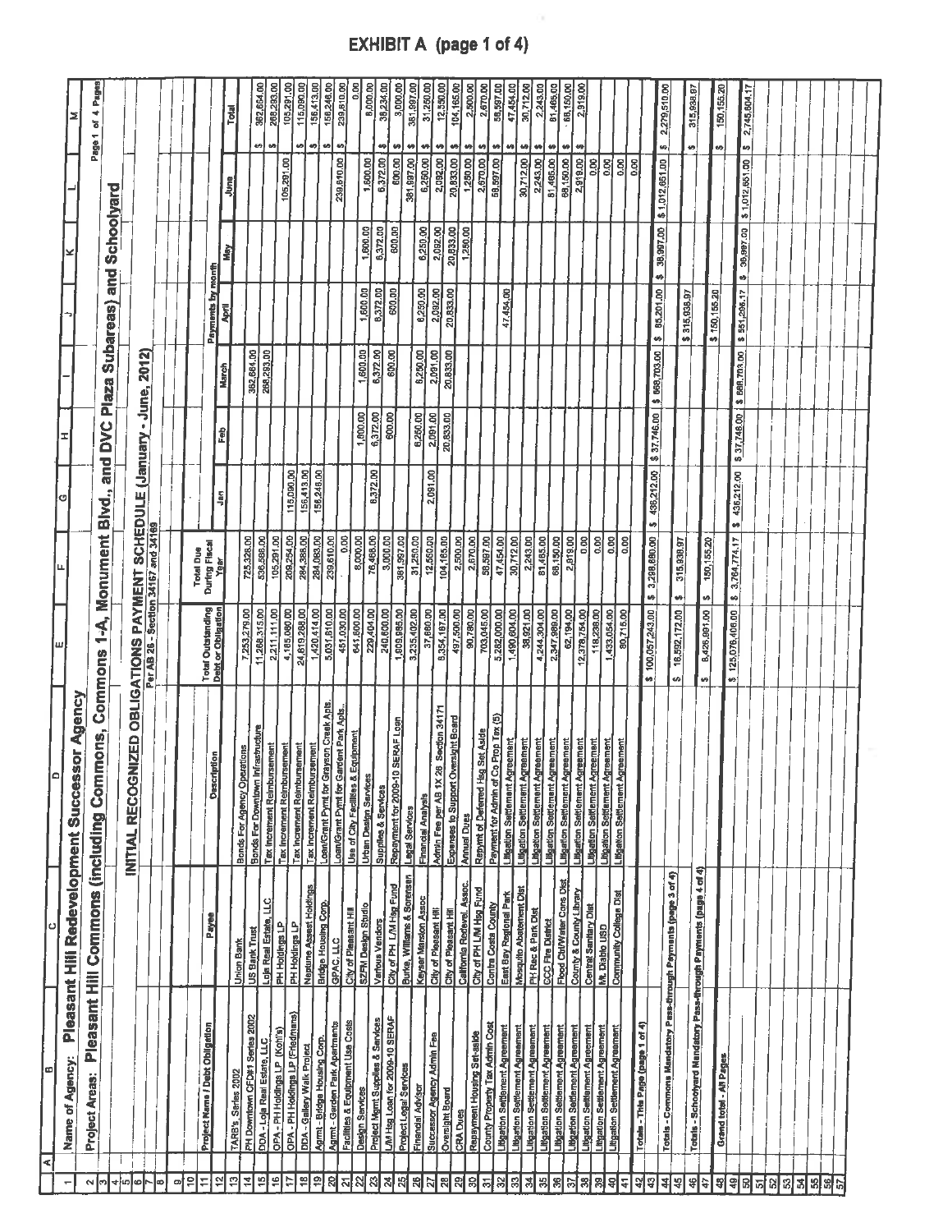# EXHIBIT A (page 1 of 4)

**Name of Agency:** Pleasant Hill Redevelopment Successor Agency

**Project Areas:** Pleasant Hill Commons (including Commons, Commons 1-A, Monument Blvd., and DVC Plaza Subareas) and Schoolyard

Page 1 of 4 Pages

## INITIAL RECOGNIZED OBLIGATIONS PAYMENT SCHEDULE (January - June, 2012)

Per AB 26 - Section 34167 and 34169

| Project Name / Debt Obligation | Payee | Description | Total Outstanding Debt or Obligation | Total Due During Fiscal Year | Jan | Feb | March | April | May | June | Total |
|---|---|---|---|---|---|---|---|---|---|---|---|
| | | | | | Payments by month | | | | | | |
| TARB's Series 2002 | Union Bank | Bonds For Agency Operations | 7,253,279.00 | 725,326.00 | | | | | | | |
| PH Downtown CFD#1 Series 2002 | US Bank Trust | Bonds For Downtown Infrastructure | 11,268,315.00 | 536,588.00 | | | 382,664.00 | | | | $ 382,664.00 |
| DDA - Loja Real Estate, LLC | Loja Real Estate, LLC | Tax Increment Reimbursement | 2,211,111.00 | 105,291.00 | | | 268,293.00 | | | | $ 268,293.00 |
| OPA - PH Holdings LP (Kohl's) | PH Holdings LP | Tax Increment Reimbursement | 4,165,080.00 | 209,254.00 | | | | | | 105,291.00 | $ 105,291.00 |
| OPA - PH Holdings LP (Friedmans) | PH Holdings LP | Tax Increment Reimbursement | 24,619,288.00 | 284,388.00 | 115,090.00 | | | | | | $ 115,090.00 |
| DDA - Gallery Walk Project | Neptune Asset Holdings | Tax Increment Reimbursement | 1,420,414.00 | 284,083.00 | 156,413.00 | | | | | | $ 156,413.00 |
| Agrmt - Bridge Housing Corp. | Bridge Housing Corp. | Loan/Grant Pymt for Grayson Creek Apts. | 5,031,610.00 | 239,610.00 | 156,246.00 | | | | | | $ 156,246.00 |
| Agrmt - Garden Park Apartments | GPAC, LLC | Loan/Grant Pymt for Gardent Park Apts.. | 451,030.00 | 0.00 | | | | | | 239,610.00 | $ 239,610.00 |
| Facilities & Equipment Use Costs | City of Pleasant Hill | Use of City Facilities & Equipment | 641,600.00 | 8,000.00 | | | | | | | 0.00 |
| Design Services | S2FM Design Studio | Urban Design Services | 229,404.00 | 76,468.00 | | 1,600.00 | 1,600.00 | 1,600.00 | 1,600.00 | 1,600.00 | 8,000.00 |
| Project Mgmt Supplies & Services | Various Vendors | Supplies & Services | 240,600.00 | 3,000.00 | 6,372.00 | 6,372.00 | 6,372.00 | 6,372.00 | 6,372.00 | 6,372.00 | $ 38,234.00 |
| L/M Hsg Loan for 2009-10 SERAF | City of PH L/M Hsg Fund | Repayment for 2009-10 SERAF Loan | 1,609,985.00 | 381,997.00 | | 600.00 | 600.00 | 600.00 | 600.00 | 600.00 | $ 3,000.00 |
| Project Legal Services | Burke, Williams & Sorensen | Legal Services | 3,235,402.00 | 31,250.00 | | | | | | 381,997.00 | $ 381,997.00 |
| Financial Advisor | Keyser Marston Assoc | Financial Analysis | 37,680.00 | 12,550.00 | | 6,250.00 | 6,250.00 | 6,250.00 | 6,250.00 | 6,250.00 | $ 31,250.00 |
| Successor Agency Admin Fee | City of Pleasant Hill | Admin Fee per AB 1X 26 Section 34171 | 8,354,187.00 | 104,165.00 | 2,091.00 | 2,091.00 | 2,091.00 | 2,092.00 | 2,092.00 | 2,092.00 | $ 12,550.00 |
| Oversight Board | City of Pleasant Hill | Expenses to Support Oversight Board | 497,500.00 | 2,500.00 | | 20,833.00 | 20,833.00 | 20,833.00 | 20,833.00 | 20,833.00 | $ 104,165.00 |
| CRA Dues | California Redevel. Assoc. | Annual Dues | 90,780.00 | 2,670.00 | | | | | 1,250.00 | 1,250.00 | $ 2,500.00 |
| Repayment Housing Set-aside | City of PH L/M Hsg Fund | Repymt of Deferred Hsg Set Aside | 703,045.00 | 58,597.00 | | | | | | 2,670.00 | $ 2,670.00 |
| County Property Tax Admin Cost | Contra Costa County | Payment for Admin of Co Prop Tax (5) | 5,282,000.00 | 47,454.00 | | | | | | 58,597.00 | $ 58,597.00 |
| Litigation Settlement Agreement | East Bay Regional Park | Litigation Settlement Agreement | 1,490,604.00 | 30,712.00 | | | | 47,454.00 | | | $ 47,454.00 |
| Litigation Settlement Agreement | Mosquito Abatement Dist | Litigation Settlement Agreement | 38,921.00 | 2,243.00 | | | | | | 30,712.00 | $ 30,712.00 |
| Litigation Settlement Agreement | PH Rec & Park Dist | Litigation Settlement Agreement | 4,244,304.00 | 81,465.00 | | | | | | 2,243.00 | $ 2,243.00 |
| Litigation Settlement Agreement | CCC Fire District | Litigation Settlement Agreement | 2,347,989.00 | 68,150.00 | | | | | | 81,465.00 | $ 81,465.00 |
| Litigation Settlement Agreement | Flood Ctl/Water Cons Dist | Litigation Settlement Agreement | 62,194.00 | 2,919.00 | | | | | | 68,150.00 | $ 68,150.00 |
| Litigation Settlement Agreement | County & County Library | Litigation Settlement Agreement | 12,378,754.00 | 0.00 | | | | | | 2,919.00 | $ 2,919.00 |
| Litigation Settlement Agreement | Central Sanitary Dist | Litigation Settlement Agreement | 118,238.00 | 0.00 | | | | | | 0.00 | |
| Litigation Settlement Agreement | Mt. Diablo USD | Litigation Settlement Agreement | 1,433,054.00 | 0.00 | | | | | | 0.00 | |
| Litigation Settlement Agreement | Community College Dist | Litigation Settlement Agreement | 80,715.00 | 0.00 | | | | | | 0.00 | |
| | | | | | | | | | | 0.00 | |
| Totals - This Page (page 1 of 4) | | | $ 100,057,243.00 | $ 3,298,880.00 | $ 436,212.00 | $ 37,746.00 | $ 668,703.00 | $ 85,201.00 | $ 38,997.00 | $ 1,012,651.00 | $ 2,279,510.00 |
| Totals - Commons Mandatory Pass-through Payments (page 3 of 4) | | | $ 16,592,172.00 | $ 315,938.97 | | | | $ 315,938.97 | | | $ 315,938.97 |
| Totals - Schoolyard Mandatory Pass-through Payments (page 4 of 4) | | | $ 8,428,991.00 | $ 150,155.20 | | | | $ 150,155.20 | | | $ 150,155.20 |
| Grand total - All Pages | | | $ 125,078,406.00 | $ 3,764,774.17 | $ 436,212.00 | $ 37,746.00 | $ 668,703.00 | $ 551,295.17 | $ 38,997.00 | $ 1,012,651.00 | $ 2,745,604.17 |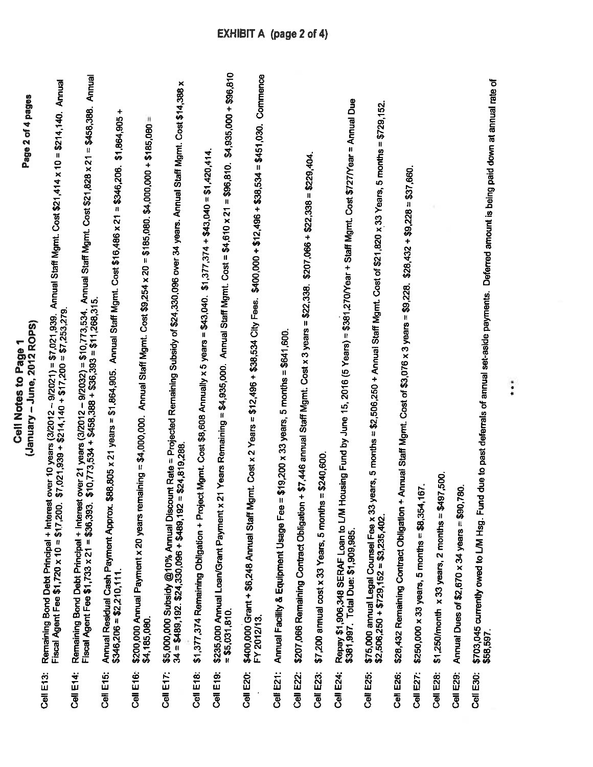EXHIBIT A (page 2 of 4)

# Cell Notes to Page 1
## (January – June, 2012 ROPS)

**Cell E13:** Remaining Bond Debt Principal + Interest over 10 years (3/2012 – 9/2021) = $7,021,939. Annual Staff Mgmt. Cost $21,414 x 10 = $214,140. Annual Fiscal Agent Fee $1,720 x 10 = $17,200. $7,021,939 + $214,140 + $17,200 = $7,253,279.

**Cell E14:** Remaining Bond Debt Principal + Interest over 21 years (3/2012 – 9/2032) = $10,773,534. Annual Staff Mgmt. Cost $21,828 x 21 = $458,388. Annual Fiscal Agent Fee $1,733 x 21 = $36,393. $10,773,534 + $458,388 + $36,393 = $11,268,315.

**Cell E15:** Annual Residual Cash Payment Approx. $88,805 x 21 years = $1,864,905. Annual Staff Mgmt. Cost $16,486 x 21 = $346,206. $1,864,905 + $346,206 = $2,210,111.

**Cell E16:** $200,000 Annual Payment x 20 years remaining = $4,000,000. Annual Staff Mgmt. Cost $9,254 x 20 = $185,080. $4,000,000 + $185,080 = $4,185,080.

**Cell E17:** $5,000,000 Subsidy @10% Annual Discount Rate = Projected Remaining Subsidy of $24,330,096 over 34 years. Annual Staff Mgmt. Cost $14,388 x 34 = $489,192. $24,330,096 + $489,192 = $24,819,288.

**Cell E18:** $1,377,374 Remaining Obligation + Project Mgmt. Cost $8,608 Annually x 5 years = $43,040. $1,377,374 + $43,040 = $1,420,414.

**Cell E19:** $235,000 Annual Loan/Grant Payment x 21 Years Remaining = $4,935,000. Annual Staff Mgmt. Cost = $4,610 x 21 = $96,810. $4,935,000 + $96,810 = $5,031,810.

**Cell E20:** $400,000 Grant + $6,248 Annual Staff Mgmt. Cost x 2 Years = $12,496 + $38,534 City Fees. $400,000 + $12,496 + $38,534 = $451,030. Commence FY 2012/13.

**Cell E21:** Annual Facility & Equipment Usage Fee = $19,200 x 33 years, 5 months = $641,600.

**Cell E22:** $207,066 Remaining Contract Obligation + $7,446 annual Staff Mgmt. Cost x 3 years = $22,338. $207,066 + $22,338 = $229,404.

**Cell E23:** $7,200 annual cost x 33 Years, 5 months = $240,600.

**Cell E24:** Repay $1,906,348 SERAF Loan to L/M Housing Fund by June 15, 2016 (5 Years) = $381,270/Year + Staff Mgmt. Cost $727/Year = Annual Due $381,997. Total Due: $1,909,985.

**Cell E25:** $75,000 annual Legal Counsel Fee x 33 years, 5 months = $2,506,250 + Annual Staff Mgmt. Cost of $21,820 x 33 Years, 5 months = $729,152. $2,506,250 + $729,152 = $3,235,402.

**Cell E26:** $28,432 Remaining Contract Obligation + Annual Staff Mgmt. Cost of $3,076 x 3 years = $9,228. $28,432 + $9,228 = $37,660.

**Cell E27:** $250,000 x 33 years, 5 months = $8,354,167.

**Cell E28:** $1,250/month x 33 years, 2 months = $497,500.

**Cell E29:** Annual Dues of $2,670 x 34 years = $90,780.

**Cell E30:** $703,045 currently owed to L/M Hsg. Fund due to past deferrals of annual set-aside payments. Deferred amount is being paid down at annual rate of $58,597.

\* \* \*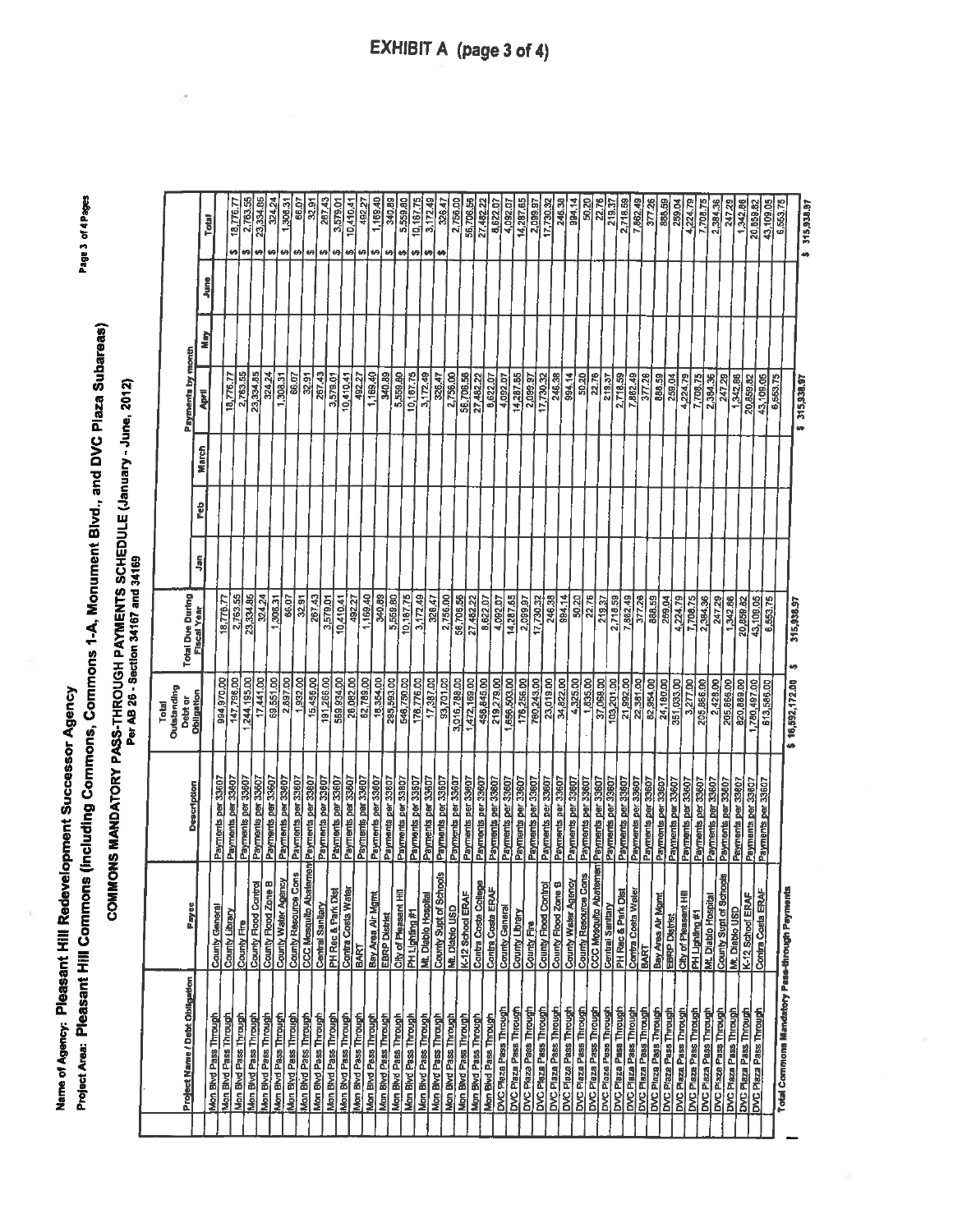# EXHIBIT A (page 3 of 4)

**Name of Agency:** Pleasant Hill Redevelopment Successor Agency

**Project Area:** Pleasant Hill Commons (including Commons, Commons 1-A, Monument Blvd., and DVC Plaza Subareas)

## COMMONS MANDATORY PASS-THROUGH PAYMENTS SCHEDULE (January - June, 2012)

Per AB 26 - Section 34167 and 34169

| Project Name / Debt Obligation | Payee | Description | Total Outstanding Debt or Obligation | Total Due During Fiscal Year | Jan | Feb | March | April | May | June | Total |
|---|---|---|---|---|---|---|---|---|---|---|---|
| Mon Blvd Pass Through | County General | Payments per 33607 | 994,970.00 | 18,776.77 | | | | 18,776.77 | | | $ 18,776.77 |
| Mon Blvd Pass Through | County Library | Payments per 33607 | 147,796.00 | 2,763.55 | | | | 2,763.55 | | | $ 2,763.55 |
| Mon Blvd Pass Through | County Fire | Payments per 33607 | 1,244,195.00 | 23,334.85 | | | | 23,334.85 | | | $ 23,334.85 |
| Mon Blvd Pass Through | County Flood Control | Payments per 33607 | 17,441.00 | 324.24 | | | | 324.24 | | | $ 324.24 |
| Mon Blvd Pass Through | County Flood Zone B | Payments per 33607 | 69,551.00 | 1,308.31 | | | | 1,308.31 | | | $ 1,308.31 |
| Mon Blvd Pass Through | County Water Agency | Payments per 33607 | 2,897.00 | 66.07 | | | | 66.07 | | | $ 66.07 |
| Mon Blvd Pass Through | County Resource Cons | Payments per 33607 | 1,932.00 | 32.91 | | | | 32.91 | | | $ 32.91 |
| Mon Blvd Pass Through | CCC Mosquito Abatement | Payments per 33607 | 15,456.00 | 267.43 | | | | 267.43 | | | $ 267.43 |
| Mon Blvd Pass Through | Central Sanitary | Payments per 33607 | 191,266.00 | 3,579.01 | | | | 3,579.01 | | | $ 3,579.01 |
| Mon Blvd Pass Through | PH Rec & Park Dist | Payments per 33607 | 569,934.00 | 10,410.41 | | | | 10,410.41 | | | $ 10,410.41 |
| Mon Blvd Pass Through | Contra Costa Water | Payments per 33607 | 26,082.00 | 492.27 | | | | 492.27 | | | $ 492.27 |
| Mon Blvd Pass Through | BART | Payments per 33607 | 62,769.00 | 1,169.40 | | | | 1,169.40 | | | $ 1,169.40 |
| Mon Blvd Pass Through | Bay Area Air Mgmt | Payments per 33607 | 18,354.00 | 340.89 | | | | 340.89 | | | $ 340.89 |
| Mon Blvd Pass Through | EBRP District | Payments per 33607 | 295,593.00 | 5,559.80 | | | | 5,559.80 | | | $ 5,559.80 |
| Mon Blvd Pass Through | City of Pleasant Hill | Payments per 33607 | 546,750.00 | 10,167.75 | | | | 10,167.75 | | | $ 10,167.75 |
| Mon Blvd Pass Through | PH Lighting #1 | Payments per 33607 | 176,776.00 | 3,172.49 | | | | 3,172.49 | | | $ 3,172.49 |
| Mon Blvd Pass Through | Mt. Diablo Hospital | Payments per 33607 | 17,387.00 | 326.47 | | | | 326.47 | | | $ 326.47 |
| Mon Blvd Pass Through | County Supt of Schools | Payments per 33607 | 93,701.00 | 2,756.00 | | | | 2,756.00 | | | $ 2,756.00 |
| Mon Blvd Pass Through | Mt. Diablo USD | Payments per 33607 | 3,016,788.00 | 56,706.56 | | | | 56,706.56 | | | 56,706.56 |
| Mon Blvd Pass Through | K-12 School ERAF | Payments per 33607 | 1,472,169.00 | 27,482.22 | | | | 27,482.22 | | | 27,482.22 |
| Mon Blvd Pass Through | Contra Costa College | Payments per 33607 | 456,845.00 | 8,622.07 | | | | 8,622.07 | | | 8,622.07 |
| Mon Blvd Pass Through | Contra Costa ERAF | Payments per 33607 | 219,279.00 | 4,092.07 | | | | 4,092.07 | | | 4,092.07 |
| DVC Plaza Pass Through | County General | Payments per 33607 | 1,656,503.00 | 14,287.65 | | | | 14,287.65 | | | 14,287.65 |
| DVC Plaza Pass Through | County Library | Payments per 33607 | 176,256.00 | 2,099.97 | | | | 2,099.97 | | | 2,099.97 |
| DVC Plaza Pass Through | County Fire | Payments per 33607 | 760,243.00 | 17,730.32 | | | | 17,730.32 | | | 17,730.32 |
| DVC Plaza Pass Through | County Flood Control | Payments per 33607 | 23,019.00 | 246.38 | | | | 246.38 | | | 246.38 |
| DVC Plaza Pass Through | County Flood Zone B | Payments per 33607 | 34,822.00 | 994.14 | | | | 994.14 | | | 994.14 |
| DVC Plaza Pass Through | County Water Agency | Payments per 33607 | 4,325.00 | 50.20 | | | | 50.20 | | | 50.20 |
| DVC Plaza Pass Through | County Resource Cons | Payments per 33607 | 1,835.00 | 22.76 | | | | 22.76 | | | 22.76 |
| DVC Plaza Pass Through | CCC Mosquito Abatement | Payments per 33607 | 37,068.00 | 219.37 | | | | 219.37 | | | 219.37 |
| DVC Plaza Pass Through | Central Sanitary | Payments per 33607 | 103,201.00 | 2,718.59 | | | | 2,718.59 | | | 2,718.59 |
| DVC Plaza Pass Through | PH Rec & Park Dist | Payments per 33607 | 21,992.00 | 7,862.49 | | | | 7,862.49 | | | 7,862.49 |
| DVC Plaza Pass Through | Contra Costa Water | Payments per 33607 | 22,381.00 | 377.28 | | | | 377.28 | | | 377.28 |
| DVC Plaza Pass Through | BART | Payments per 33607 | 82,954.00 | 888.59 | | | | 888.59 | | | 888.59 |
| DVC Plaza Pass Through | Bay Area Air Mgmt | Payments per 33607 | 24,180.00 | 259.04 | | | | 259.04 | | | 259.04 |
| DVC Plaza Pass Through | EBRP District | Payments per 33607 | 351,033.00 | 4,224.79 | | | | 4,224.79 | | | 4,224.79 |
| DVC Plaza Pass Through | City of Pleasant Hill | Payments per 33607 | 3,277.00 | 7,708.75 | | | | 7,708.75 | | | 7,708.75 |
| DVC Plaza Pass Through | PH Lighting #1 | Payments per 33607 | 208,856.00 | 2,384.36 | | | | 2,384.36 | | | 2,384.36 |
| DVC Plaza Pass Through | Mt. Diablo Hospital | Payments per 33607 | 2,428.00 | 247.29 | | | | 247.29 | | | 247.29 |
| DVC Plaza Pass Through | County Supt of Schools | Payments per 33607 | 205,866.00 | 1,342.86 | | | | 1,342.86 | | | 1,342.86 |
| DVC Plaza Pass Through | Mt. Diablo USD | Payments per 33607 | 820,859.00 | 20,859.82 | | | | 20,859.82 | | | 20,859.82 |
| DVC Plaza Pass Through | K-12 School ERAF | Payments per 33607 | 1,780,487.00 | 43,109.05 | | | | 43,109.05 | | | 43,109.05 |
| DVC Plaza Pass Through | Contra Costa ERAF | Payments per 33607 | 613,586.00 | 6,553.75 | | | | 6,553.75 | | | 6,553.75 |
| Total Commons Mandatory Pass-through Payments | | | $ 16,592,172.00 | $ 315,938.97 | | | | $ 315,938.97 | | | $ 315,938.97 |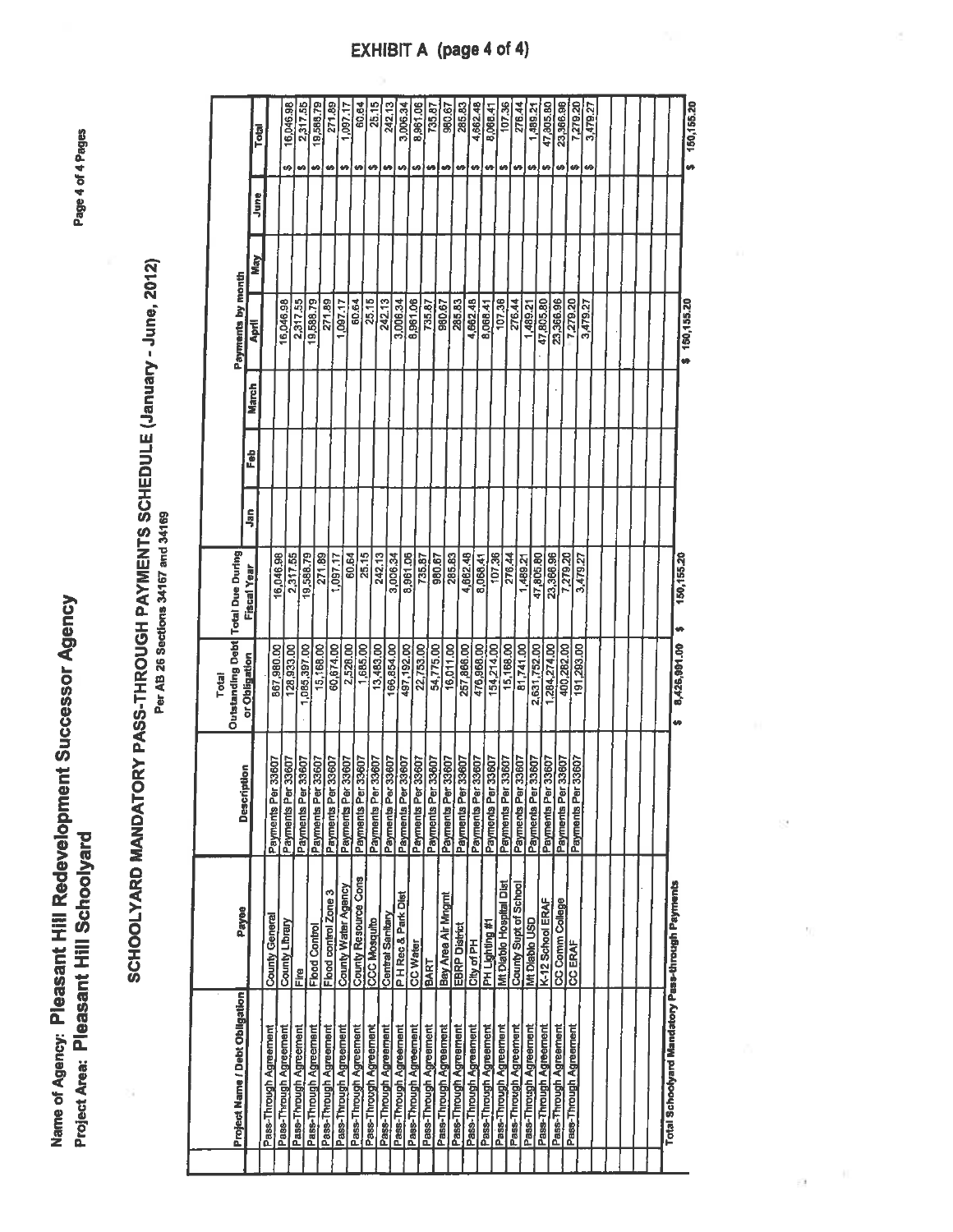# EXHIBIT A (page 4 of 4)

**Name of Agency: Pleasant Hill Redevelopment Successor Agency**
**Project Area: Pleasant Hill Schoolyard**

## SCHOOLYARD MANDATORY PASS-THROUGH PAYMENTS SCHEDULE (January - June, 2012)

Per AB 26 Sections 34167 and 34169

| Project Name / Debt Obligation | Payee | Description | Total Outstanding Debt or Obligation | Total Due During Fiscal Year | Payments by month | | | | | | |
|---|---|---|---|---|---|---|---|---|---|---|---|
| | | | | | Jan | Feb | March | April | May | June | Total |
| Pass-Through Agreement | County General | Payments Per 33607 | 867,980.00 | 16,046.98 | | | | 16,046.98 | | | $ 16,046.98 |
| Pass-Through Agreement | County Library | Payments Per 33607 | 128,933.00 | 2,317.55 | | | | 2,317.55 | | | $ 2,317.55 |
| Pass-Through Agreement | Fire | Payments Per 33607 | 1,085,397.00 | 19,588.79 | | | | 19,588.79 | | | $ 19,588.79 |
| Pass-Through Agreement | Flood Control | Payments Per 33607 | 15,168.00 | 271.89 | | | | 271.89 | | | $ 271.89 |
| Pass-Through Agreement | Flood control Zone 3 | Payments Per 33607 | 60,674.00 | 1,097.17 | | | | 1,097.17 | | | $ 1,097.17 |
| Pass-Through Agreement | County Water Agency | Payments Per 33607 | 2,528.00 | 60.64 | | | | 60.64 | | | $ 60.64 |
| Pass-Through Agreement | County Resource Cons | Payments Per 33607 | 1,685.00 | 25.15 | | | | 25.15 | | | $ 25.15 |
| Pass-Through Agreement | CCC Mosquito | Payments Per 33607 | 13,483.00 | 242.13 | | | | 242.13 | | | $ 242.13 |
| Pass-Through Agreement | Central Sanitary | Payments Per 33607 | 166,854.00 | 3,006.34 | | | | 3,006.34 | | | $ 3,006.34 |
| Pass-Through Agreement | P H Rec & Park Dist | Payments Per 33607 | 497,192.00 | 8,961.06 | | | | 8,961.06 | | | $ 8,961.06 |
| Pass-Through Agreement | CC Water | Payments Per 33607 | 22,753.00 | 735.87 | | | | 735.87 | | | $ 735.87 |
| Pass-Through Agreement | BART | Payments Per 33607 | 54,775.00 | 980.67 | | | | 980.67 | | | $ 980.67 |
| Pass-Through Agreement | Bay Area Air Mngmt | Payments Per 33607 | 16,011.00 | 285.83 | | | | 285.83 | | | $ 285.83 |
| Pass-Through Agreement | EBRP District | Payments Per 33607 | 257,866.00 | 4,662.48 | | | | 4,662.48 | | | $ 4,662.48 |
| Pass-Through Agreement | City of PH | Payments Per 33607 | 476,958.00 | 8,068.41 | | | | 8,068.41 | | | $ 8,068.41 |
| Pass-Through Agreement | PH Lighting #1 | Payments Per 33607 | 154,214.00 | 107.36 | | | | 107.36 | | | $ 107.36 |
| Pass-Through Agreement | Mt Diablo Hospital Dist | Payments Per 33607 | 15,168.00 | 276.44 | | | | 276.44 | | | $ 276.44 |
| Pass-Through Agreement | County Supt of School | Payments Per 33607 | 81,741.00 | 1,489.21 | | | | 1,489.21 | | | $ 1,489.21 |
| Pass-Through Agreement | Mt Diablo USD | Payments Per 33607 | 2,631,752.00 | 47,805.80 | | | | 47,805.80 | | | $ 47,805.80 |
| Pass-Through Agreement | K-12 School ERAF | Payments Per 33607 | 1,284,274.00 | 23,366.96 | | | | 23,366.96 | | | $ 23,366.96 |
| Pass-Through Agreement | CC Comm College | Payments Per 33607 | 400,262.00 | 7,279.20 | | | | 7,279.20 | | | $ 7,279.20 |
| Pass-Through Agreement | CC ERAF | Payments Per 33607 | 191,293.00 | 3,479.27 | | | | 3,479.27 | | | $ 3,479.27 |
| Total Schoolyard Mandatory Pass-through Payments | | | $ 8,425,991.00 | $ 150,155.20 | | | | $ 150,155.20 | | | $ 150,155.20 |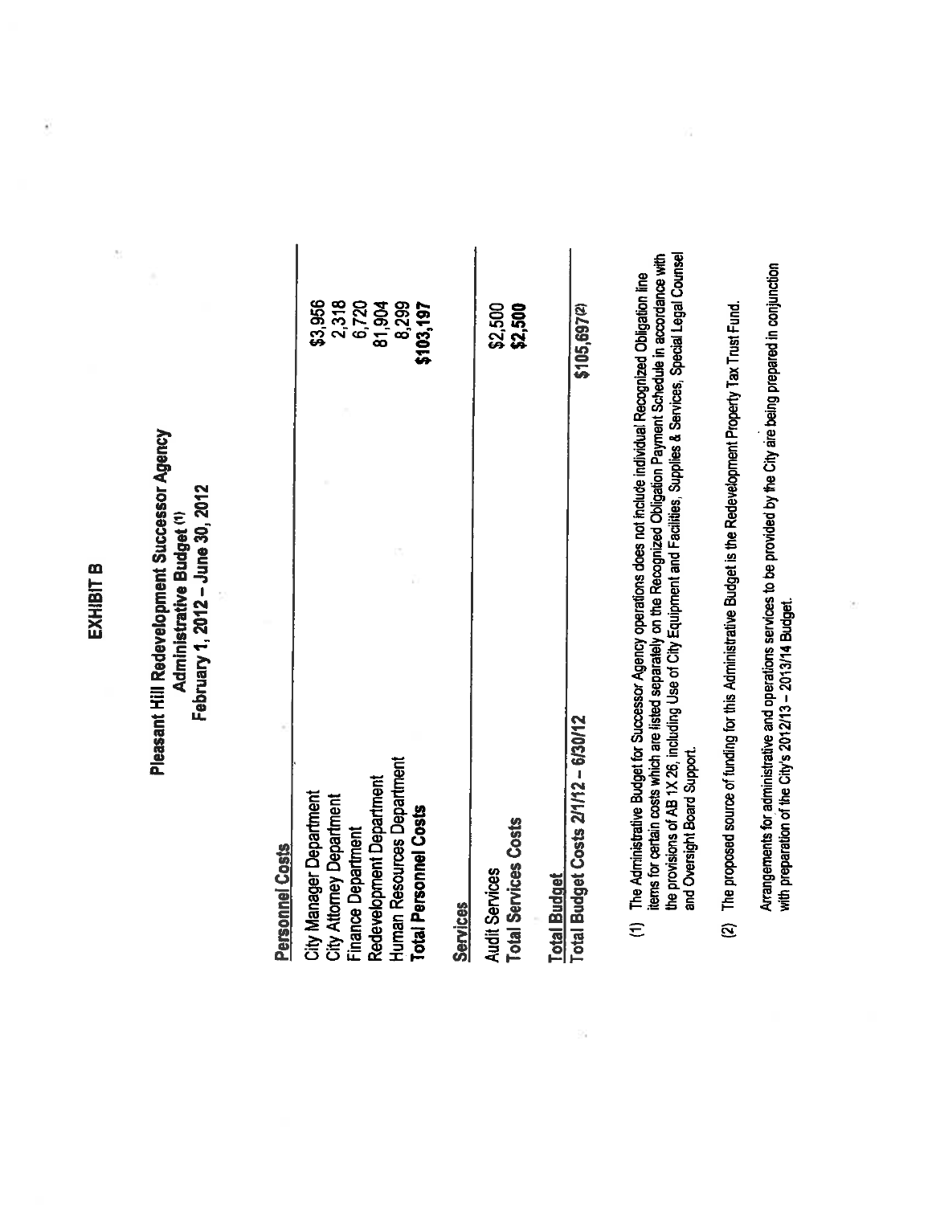# EXHIBIT B

## Pleasant Hill Redevelopment Successor Agency
### Administrative Budget [(1)]
### February 1, 2012 – June 30, 2012

| **Personnel Costs** | |
|---|---|
| City Manager Department | $3,956 |
| City Attorney Department | 2,318 |
| Finance Department | 6,720 |
| Redevelopment Department | 81,904 |
| Human Resources Department | 8,299 |
| **Total Personnel Costs** | **$103,197** |
| **Services** | |
| Audit Services | $2,500 |
| **Total Services Costs** | **$2,500** |
| **Total Budget** | |
| **Total Budget Costs 2/1/12 – 6/30/12** | **$105,697** [(2)] |

(1) The Administrative Budget for Successor Agency operations does not include individual Recognized Obligation line items for certain costs which are listed separately on the Recognized Obligation Payment Schedule in accordance with the provisions of AB 1X 26, including Use of City Equipment and Facilities, Supplies & Services, Special Legal Counsel and Oversight Board Support.

(2) The proposed source of funding for this Administrative Budget is the Redevelopment Property Tax Trust Fund.

Arrangements for administrative and operations services to be provided by the City are being prepared in conjunction with preparation of the City's 2012/13 – 2013/14 Budget.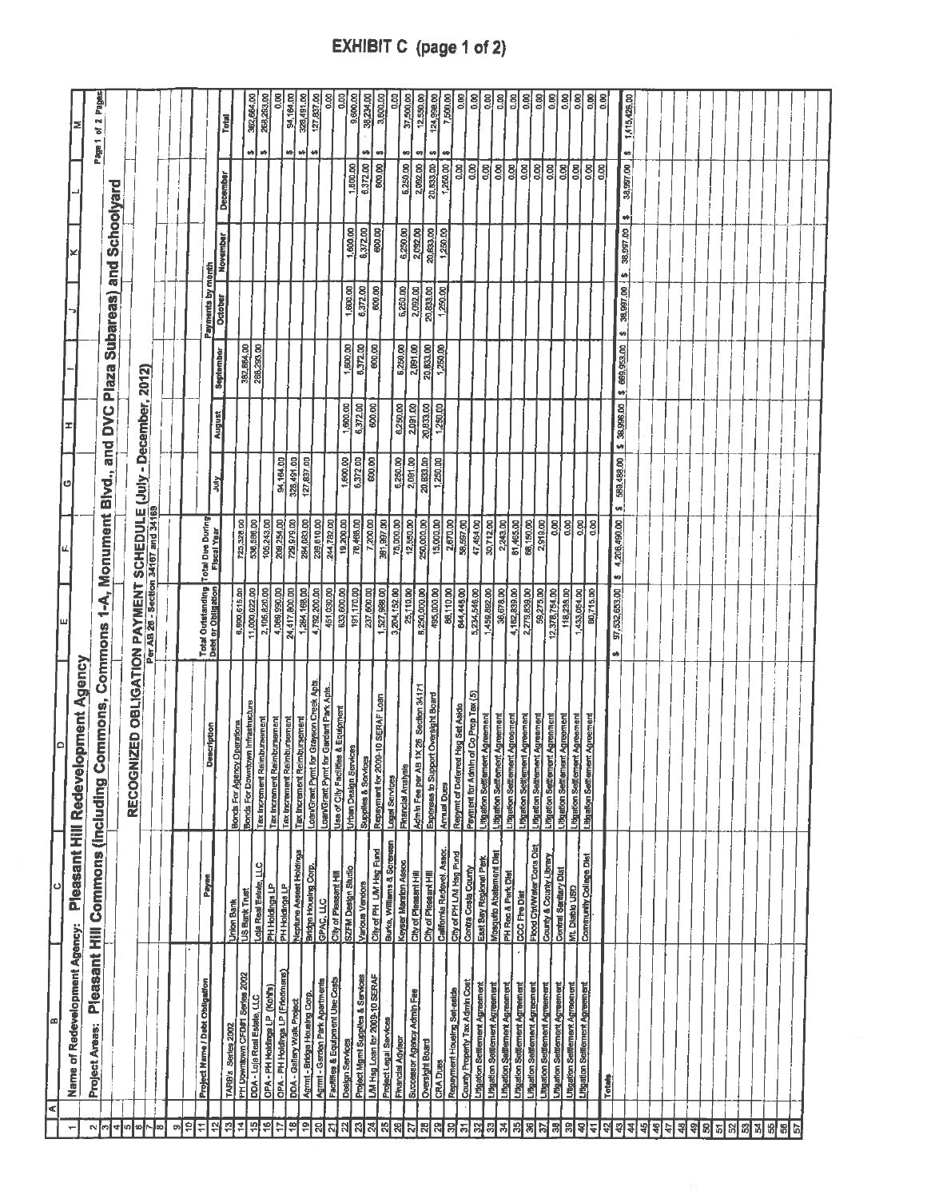# EXHIBIT C (page 1 of 2)

**Name of Redevelopment Agency:** Pleasant Hill Redevelopment Agency

**Project Areas:** Pleasant Hill Commons (including Commons, Commons 1-A, Monument Blvd., and DVC Plaza Subareas) and Schoolyard

Page 1 of 2 Pages

## RECOGNIZED OBLIGATION PAYMENT SCHEDULE (July - December, 2012)

Per AB 26 - Section 34167 and 34169

| Project Name / Debt Obligation | Payee | Description | Total Outstanding Debt or Obligation | Total Due During Fiscal Year | July | August | September | October | November | December | Total |
|---|---|---|---|---|---|---|---|---|---|---|---|
| | | | | | Payments by month | | | | | | |
| TARB's Series 2002 | Union Bank | Bonds For Agency Operations | 6,690,615.00 | 725,328.00 | | | 362,664.00 | | | | $ 362,664.00 |
| PH Downtown CFD#1 Series 2002 | US Bank Trust | Bonds For Downtown Infrastructure | 11,000,022.00 | 536,586.00 | | | 268,293.00 | | | | $ 268,293.00 |
| DDA - Loja Real Estate, LLC | Loja Real Estate, LLC | Tax Increment Reimbursement | 2,106,820.00 | 105,243.00 | | | | | | | 0.00 |
| OPA - PH Holdings LP (Kohl's) | PH Holdings LP | Tax Increment Reimbursement | 4,069,990.00 | 209,254.00 | 94,164.00 | | | | | | $ 94,164.00 |
| OPA - PH Holdings LP (Friedmans) | PH Holdings LP | Tax Increment Reimbursement | 24,417,800.00 | 729,979.00 | 328,491.00 | | | | | | $ 328,491.00 |
| DDA - Gallery Walk Project | Neptune Asset Holdings | Tax Increment Reimbursement | 1,264,168.00 | 284,083.00 | 127,837.00 | | | | | | $ 127,837.00 |
| Agmt - Bridge Housing Corp. | Bridge Housing Corp. | Loan/Grant Pymt for Grayson Creek Apts. | 4,792,200.00 | 239,610.00 | | | | | | | 0.00 |
| Agmt - Garden Park Apartments | GPAC, LLC | Loan/Grant Pymt for Garden Park Apts. | 451,030.00 | 244,782.00 | | | | | | | 0.00 |
| Facilities & Equipment Use Costs | City of Pleasant Hill | Use of City Facilities & Equipment | 633,600.00 | 19,200.00 | 1,600.00 | 1,600.00 | 1,600.00 | 1,600.00 | 1,600.00 | 1,600.00 | 9,600.00 |
| Design Services | SZFM Design Studio | Urban Design Services | 191,170.00 | 76,465.00 | 6,372.00 | 6,372.00 | 6,372.00 | 6,372.00 | 6,372.00 | 6,372.00 | $ 38,234.00 |
| Project Mgmt Supplies & Services | Various Vendors | Supplies & Services | 237,600.00 | 7,200.00 | 600.00 | 600.00 | 600.00 | 600.00 | 600.00 | 600.00 | $ 3,600.00 |
| LM Hsg Loan for 2009-10 SERAF | City of PH LM Hsg Fund | Repayment for 2009-10 SERAF Loan | 1,527,988.00 | 381,997.00 | | | | | | | 0.00 |
| Project Legal Services | Burke, Williams & Sorensen | Legal Services | 3,204,152.00 | 75,000.00 | 6,250.00 | 6,250.00 | 6,250.00 | 6,250.00 | 6,250.00 | 6,250.00 | $ 37,500.00 |
| Financial Advisor | Keyser Marston Assoc | Financial Analysis | 25,110.00 | 12,550.00 | 2,091.00 | 2,091.00 | 2,091.00 | 2,092.00 | 2,092.00 | 2,092.00 | $ 12,550.00 |
| Successor Agency Admin Fee | City of Pleasant Hill | Admin Fee per AB 1X 26 Section 34171 | 8,250,000.00 | 250,000.00 | 20,833.00 | 20,833.00 | 20,833.00 | 20,833.00 | 20,833.00 | 20,833.00 | $ 124,998.00 |
| Oversight Board | City of Pleasant Hill | Expenses to Support Oversight Board | 495,000.00 | 15,000.00 | 1,250.00 | 1,250.00 | 1,250.00 | 1,250.00 | 1,250.00 | 1,250.00 | $ 7,500.00 |
| CRA Dues | California Redevel. Assoc. | Annual Dues | 88,110.00 | 2,670.00 | | | | | | 0.00 | 0.00 |
| Repayment Housing Set-aside | City of PH LM Hsg Fund | Repymt of Deferred Hsg Set Aside | 644,448.00 | 58,597.00 | | | | | | 0.00 | 0.00 |
| County Property Tax Admin Cost | Contra Costa County | Payment for Admin of Co Prop Tax (5) | 5,234,548.00 | 47,454.00 | | | | | | 0.00 | 0.00 |
| Litigation Settlement Agreement | East Bay Regional Park | Litigation Settlement Agreement | 1,459,882.00 | 30,712.00 | | | | | | 0.00 | 0.00 |
| Litigation Settlement Agreement | Mosquito Abatement Dist | Litigation Settlement Agreement | 36,678.00 | 2,243.00 | | | | | | 0.00 | 0.00 |
| Litigation Settlement Agreement | PH Rec & Park Dist | Litigation Settlement Agreement | 4,162,839.00 | 81,465.00 | | | | | | 0.00 | 0.00 |
| Litigation Settlement Agreement | CCC Fire Dist | Litigation Settlement Agreement | 2,279,839.00 | 68,150.00 | | | | | | 0.00 | 0.00 |
| Litigation Settlement Agreement | Flood Ctrl/Water Cons Dist | Litigation Settlement Agreement | 59,275.00 | 2,919.00 | | | | | | 0.00 | 0.00 |
| Litigation Settlement Agreement | County & County Library | Litigation Settlement Agreement | 12,378,754.00 | 0.00 | | | | | | 0.00 | 0.00 |
| Litigation Settlement Agreement | Central Sanitary Dist | Litigation Settlement Agreement | 118,238.00 | 0.00 | | | | | | 0.00 | 0.00 |
| Litigation Settlement Agreement | Mt. Diablo USD | Litigation Settlement Agreement | 1,433,054.00 | 0.00 | | | | | | 0.00 | 0.00 |
| Litigation Settlement Agreement | Community College Dist | Litigation Settlement Agreement | 80,715.00 | 0.00 | | | | | | 0.00 | 0.00 |
| | | | | | | | | | | 0.00 | 0.00 |
| **Totals** | | | $ 97,532,653.00 | $ 4,206,490.00 | $ 589,488.00 | $ 38,996.00 | $ 669,953.00 | $ 38,997.00 | $ 38,597.00 | $ 38,997.00 | $ 1,415,428.00 |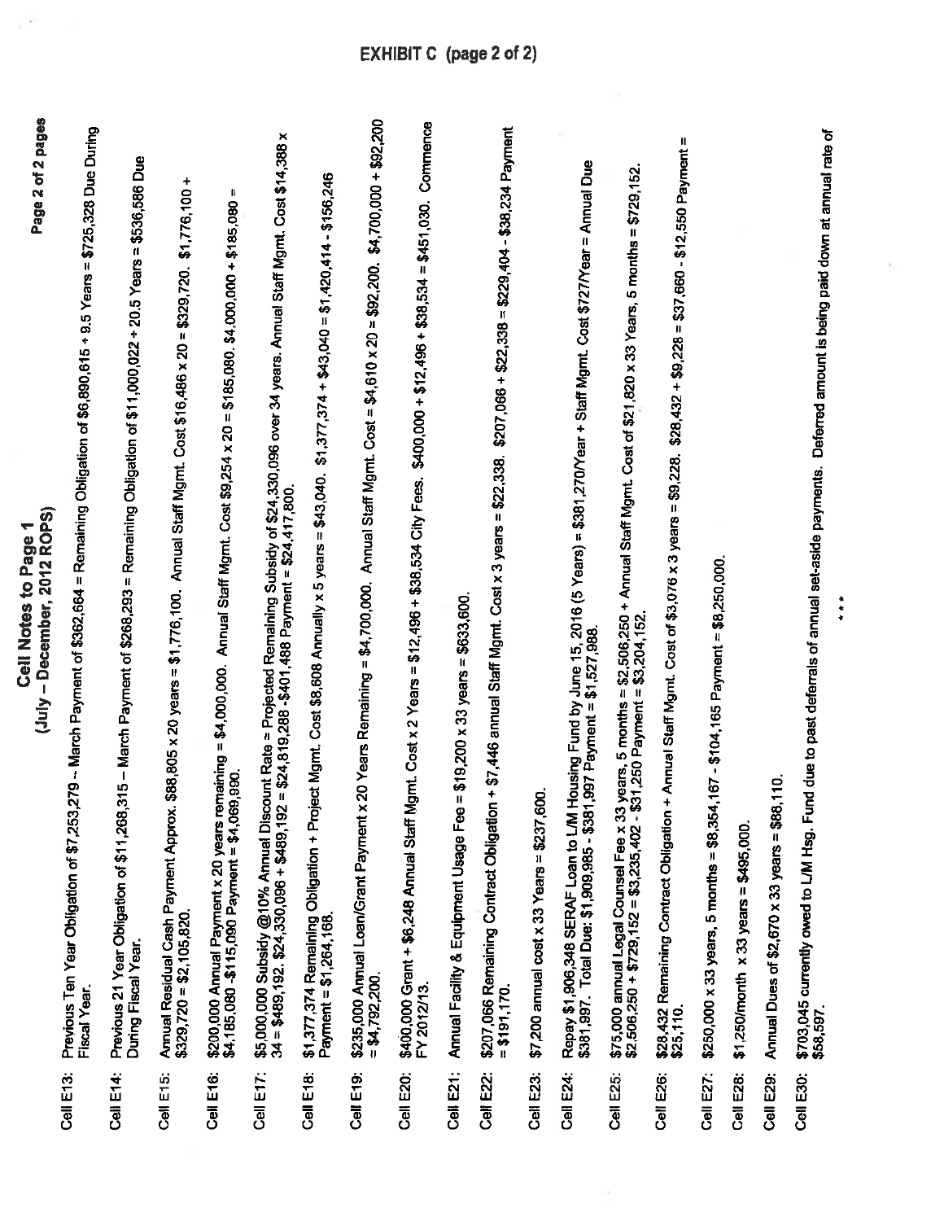# EXHIBIT C (page 2 of 2)

## Cell Notes to Page 1
## (July – December, 2012 ROPS)

**Cell E13:** Previous Ten Year Obligation of $7,253,279 – March Payment of $362,664 = Remaining Obligation of $6,890,615 ÷ 9.5 Years = $725,328 Due During Fiscal Year.

**Cell E14:** Previous 21 Year Obligation of $11,268,315 – March Payment of $268,293 = Remaining Obligation of $11,000,022 ÷ 20.5 Years = $536,586 Due During Fiscal Year.

**Cell E15:** Annual Residual Cash Payment Approx. $88,805 x 20 years = $1,776,100. Annual Staff Mgmt. Cost $16,486 x 20 = $329,720. $1,776,100 + $329,720 = $2,105,820.

**Cell E16:** $200,000 Annual Payment x 20 years remaining = $4,000,000. Annual Staff Mgmt. Cost $9,254 x 20 = $185,080. $4,000,000 + $185,080 = $4,185,080 -$115,090 Payment = $4,069,990.

**Cell E17:** $5,000,000 Subsidy @10% Annual Discount Rate = Projected Remaining Subsidy of $24,330,096 over 34 years. Annual Staff Mgmt. Cost $14,388 x 34 = $489,192. $24,330,096 + $489,192 = $24,819,288 -$401,488 Payment = $24,417,800.

**Cell E18:** $1,377,374 Remaining Obligation + Project Mgmt. Cost $8,608 Annually x 5 years = $43,040. $1,377,374 + $43,040 = $1,420,414 - $156,246 Payment = $1,264,168.

**Cell E19:** $235,000 Annual Loan/Grant Payment x 20 Years Remaining = $4,700,000. Annual Staff Mgmt. Cost = $4,610 x 20 = $92,200. $4,700,000 + $92,200 = $4,792,200.

**Cell E20:** $400,000 Grant + $6,248 Annual Staff Mgmt. Cost x 2 Years = $12,496 + $38,534 City Fees. $400,000 + $12,496 + $38,534 = $451,030. Commence FY 2012/13.

**Cell E21:** Annual Facility & Equipment Usage Fee = $19,200 x 33 years = $633,600.

**Cell E22:** $207,066 Remaining Contract Obligation + $7,446 annual Staff Mgmt. Cost x 3 years = $22,338. $207,066 + $22,338 = $229,404 - $38,234 Payment = $191,170.

**Cell E23:** $7,200 annual cost x 33 Years = $237,600.

**Cell E24:** Repay $1,906,348 SERAF Loan to L/M Housing Fund by June 15, 2016 (5 Years) = $381,270/Year + Staff Mgmt. Cost $727/Year = Annual Due $381,997. Total Due: $1,909,985 - $381,997 Payment = $1,527,988.

**Cell E25:** $75,000 annual Legal Counsel Fee x 33 years, 5 months = $2,506,250 + Annual Staff Mgmt. Cost of $21,820 x 33 Years, 5 months = $729,152. $2,506,250 + $729,152 = $3,235,402 - $31,250 Payment = $3,204,152.

**Cell E26:** $28,432 Remaining Contract Obligation + Annual Staff Mgmt. Cost of $3,076 x 3 years = $9,228. $28,432 + $9,228 = $37,660 - $12,550 Payment = $25,110.

**Cell E27:** $250,000 x 33 years, 5 months = $8,354,167 - $104,165 Payment = $8,250,000.

**Cell E28:** $1,250/month x 33 years = $495,000.

**Cell E29:** Annual Dues of $2,670 x 33 years = $88,110.

**Cell E30:** $703,045 currently owed to L/M Hsg. Fund due to past deferrals of annual set-aside payments. Deferred amount is being paid down at annual rate of $58,597.

\* \* \*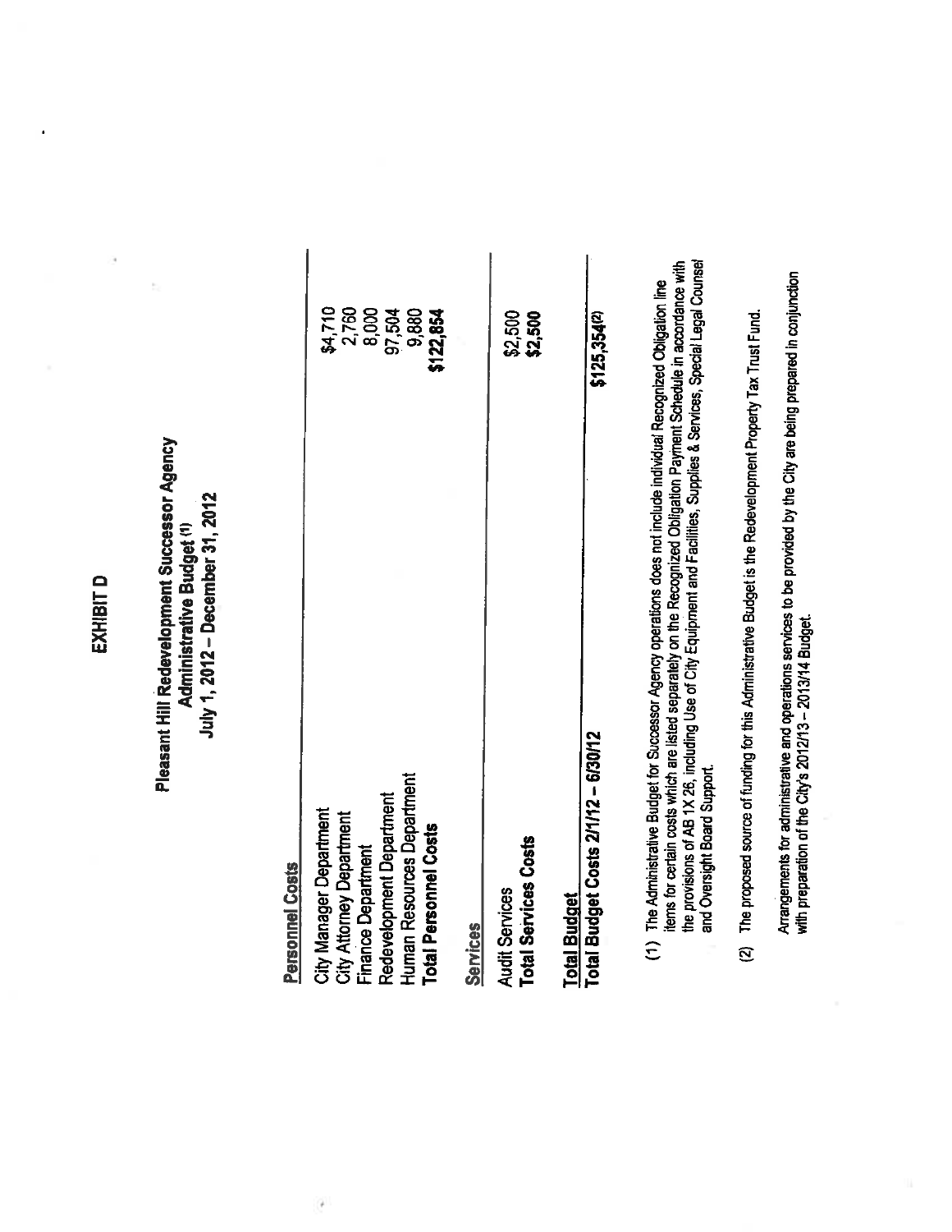# EXHIBIT D

## Pleasant Hill Redevelopment Successor Agency
## Administrative Budget [1]
## July 1, 2012 – December 31, 2012

| | |
|---|---|
| **Personnel Costs** | |
| City Manager Department | $4,710 |
| City Attorney Department | 2,760 |
| Finance Department | 8,000 |
| Redevelopment Department | 97,504 |
| Human Resources Department | 9,880 |
| **Total Personnel Costs** | **$122,854** |
| **Services** | |
| Audit Services | $2,500 |
| **Total Services Costs** | **$2,500** |
| **Total Budget** | |
| **Total Budget Costs 2/1/12 – 6/30/12** | **$125,354** [2] |

(1) The Administrative Budget for Successor Agency operations does not include individual Recognized Obligation line items for certain costs which are listed separately on the Recognized Obligation Payment Schedule in accordance with the provisions of AB 1X 26, including Use of City Equipment and Facilities, Supplies & Services, Special Legal Counsel and Oversight Board Support.

(2) The proposed source of funding for this Administrative Budget is the Redevelopment Property Tax Trust Fund.

Arrangements for administrative and operations services to be provided by the City are being prepared in conjunction with preparation of the City's 2012/13 – 2013/14 Budget.